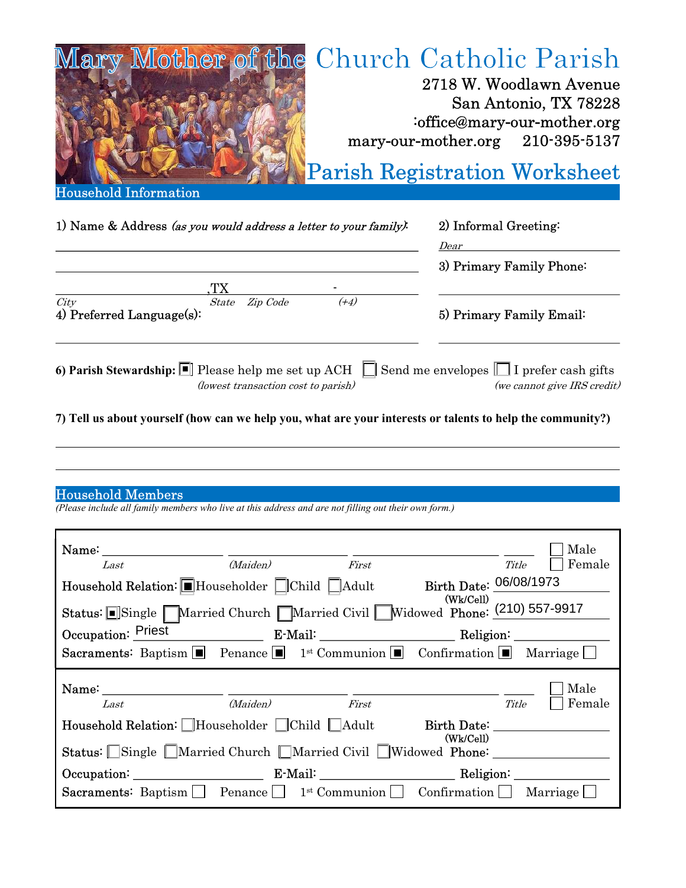# Mary Mother of the Church Catholic Parish

2718 W. Woodlawn Avenue
San Antonio, TX 78228
:office@mary-our-mother.org
mary-our-mother.org 210-395-5137

## Parish Registration Worksheet

### Household Information

1) Name & Address *(as you would address a letter to your family)*:

______________________________

______________________________

______________________ ,TX ____________ - ______
*City* *State* *Zip Code* *(+4)*

2) Informal Greeting:
*Dear* ______________

3) Primary Family Phone:
______________

4) Preferred Language(s):
______________________________

5) Primary Family Email:
______________

**6) Parish Stewardship:** ☒ Please help me set up ACH *(lowest transaction cost to parish)* ☐ Send me envelopes ☐ I prefer cash gifts *(we cannot give IRS credit)*

**7) Tell us about yourself (how can we help you, what are your interests or talents to help the community?)**

______________________________

______________________________

### Household Members

*(Please include all family members who live at this address and are not filling out their own form.)*

Name: __________ __________ __________ ____ ☐ Male ☐ Female
*Last* *(Maiden)* *First* *Title*

Household Relation: ☒ Householder ☐ Child ☐ Adult Birth Date: 06/08/1973

Status: ☒ Single ☐ Married Church ☐ Married Civil ☐ Widowed (Wk/Cell) Phone: (210) 557-9917

Occupation: Priest E-Mail: __________ Religion: __________

Sacraments: Baptism ☒ Penance ☒ 1st Communion ☒ Confirmation ☒ Marriage ☐

---

Name: __________ __________ __________ ____ ☐ Male ☐ Female
*Last* *(Maiden)* *First* *Title*

Household Relation: ☐ Householder ☐ Child ☐ Adult Birth Date: __________

Status: ☐ Single ☐ Married Church ☐ Married Civil ☐ Widowed (Wk/Cell) Phone: __________

Occupation: __________ E-Mail: __________ Religion: __________

Sacraments: Baptism ☐ Penance ☐ 1st Communion ☐ Confirmation ☐ Marriage ☐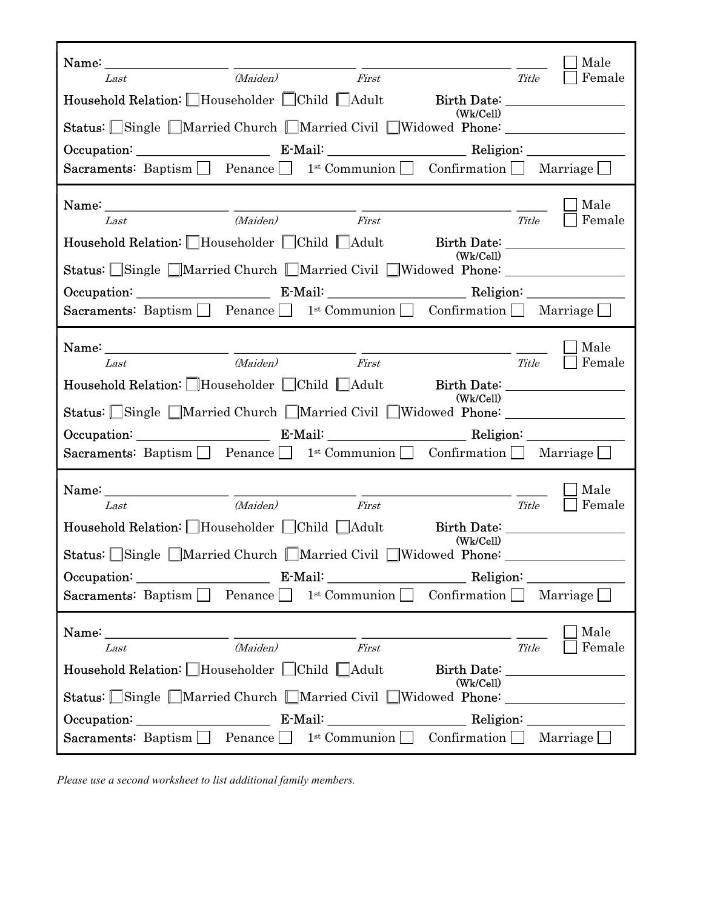Name: ________________ ________________ ____________________ ____ ☐ Male
*Last* *(Maiden)* *First* *Title* ☐ Female

**Household Relation:** ☐Householder ☐Child ☐Adult **Birth Date:** ________________

**Status:** ☐Single ☐Married Church ☐Married Civil ☐Widowed **(Wk/Cell) Phone:** ________________

**Occupation:** ________________ **E-Mail:** ________________ **Religion:** ____________

**Sacraments:** Baptism ☐ Penance ☐ 1st Communion ☐ Confirmation ☐ Marriage ☐

---

Name: ________________ ________________ ____________________ ____ ☐ Male
*Last* *(Maiden)* *First* *Title* ☐ Female

**Household Relation:** ☐Householder ☐Child ☐Adult **Birth Date:** ________________

**Status:** ☐Single ☐Married Church ☐Married Civil ☐Widowed **(Wk/Cell) Phone:** ________________

**Occupation:** ________________ **E-Mail:** ________________ **Religion:** ____________

**Sacraments:** Baptism ☐ Penance ☐ 1st Communion ☐ Confirmation ☐ Marriage ☐

---

Name: ________________ ________________ ____________________ ____ ☐ Male
*Last* *(Maiden)* *First* *Title* ☐ Female

**Household Relation:** ☐Householder ☐Child ☐Adult **Birth Date:** ________________

**Status:** ☐Single ☐Married Church ☐Married Civil ☐Widowed **(Wk/Cell) Phone:** ________________

**Occupation:** ________________ **E-Mail:** ________________ **Religion:** ____________

**Sacraments:** Baptism ☐ Penance ☐ 1st Communion ☐ Confirmation ☐ Marriage ☐

---

Name: ________________ ________________ ____________________ ____ ☐ Male
*Last* *(Maiden)* *First* *Title* ☐ Female

**Household Relation:** ☐Householder ☐Child ☐Adult **Birth Date:** ________________

**Status:** ☐Single ☐Married Church ☐Married Civil ☐Widowed **(Wk/Cell) Phone:** ________________

**Occupation:** ________________ **E-Mail:** ________________ **Religion:** ____________

**Sacraments:** Baptism ☐ Penance ☐ 1st Communion ☐ Confirmation ☐ Marriage ☐

---

Name: ________________ ________________ ____________________ ____ ☐ Male
*Last* *(Maiden)* *First* *Title* ☐ Female

**Household Relation:** ☐Householder ☐Child ☐Adult **Birth Date:** ________________

**Status:** ☐Single ☐Married Church ☐Married Civil ☐Widowed **(Wk/Cell) Phone:** ________________

**Occupation:** ________________ **E-Mail:** ________________ **Religion:** ____________

**Sacraments:** Baptism ☐ Penance ☐ 1st Communion ☐ Confirmation ☐ Marriage ☐

---

*Please use a second worksheet to list additional family members.*